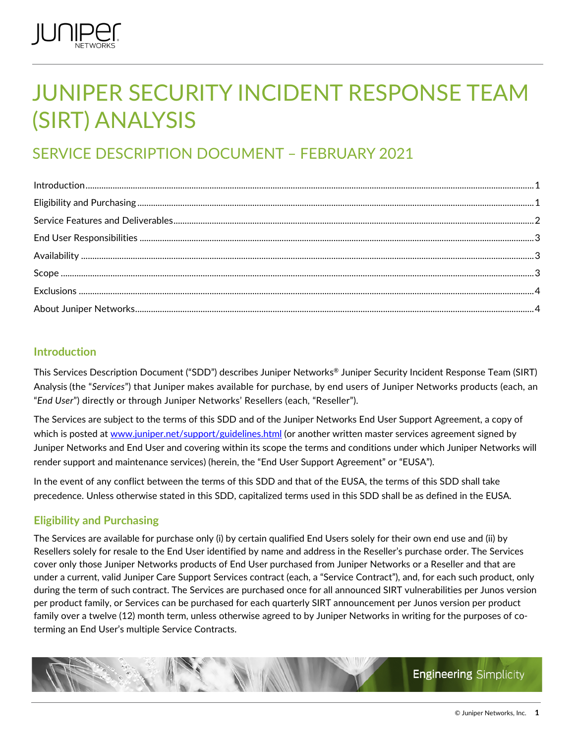# JUNIPER SECURITY INCIDENT RESPONSE TEAM (SIRT) ANALYSIS

## SERVICE DESCRIPTION DOCUMENT – FEBRUARY 2021

- Introduction ........ 1
- Eligibility and Purchasing ........ 1
- Service Features and Deliverables ........ 2
- End User Responsibilities ........ 3
- Availability ........ 3
- Scope ........ 3
- Exclusions ........ 4
- About Juniper Networks ........ 4

### Introduction

This Services Description Document ("SDD") describes Juniper Networks® Juniper Security Incident Response Team (SIRT) Analysis (the "*Services*") that Juniper makes available for purchase, by end users of Juniper Networks products (each, an "*End User*") directly or through Juniper Networks' Resellers (each, "Reseller").

The Services are subject to the terms of this SDD and of the Juniper Networks End User Support Agreement, a copy of which is posted at www.juniper.net/support/guidelines.html (or another written master services agreement signed by Juniper Networks and End User and covering within its scope the terms and conditions under which Juniper Networks will render support and maintenance services) (herein, the "End User Support Agreement" or "EUSA").

In the event of any conflict between the terms of this SDD and that of the EUSA, the terms of this SDD shall take precedence. Unless otherwise stated in this SDD, capitalized terms used in this SDD shall be as defined in the EUSA.

### Eligibility and Purchasing

The Services are available for purchase only (i) by certain qualified End Users solely for their own end use and (ii) by Resellers solely for resale to the End User identified by name and address in the Reseller's purchase order. The Services cover only those Juniper Networks products of End User purchased from Juniper Networks or a Reseller and that are under a current, valid Juniper Care Support Services contract (each, a "Service Contract"), and, for each such product, only during the term of such contract. The Services are purchased once for all announced SIRT vulnerabilities per Junos version per product family, or Services can be purchased for each quarterly SIRT announcement per Junos version per product family over a twelve (12) month term, unless otherwise agreed to by Juniper Networks in writing for the purposes of co-terming an End User's multiple Service Contracts.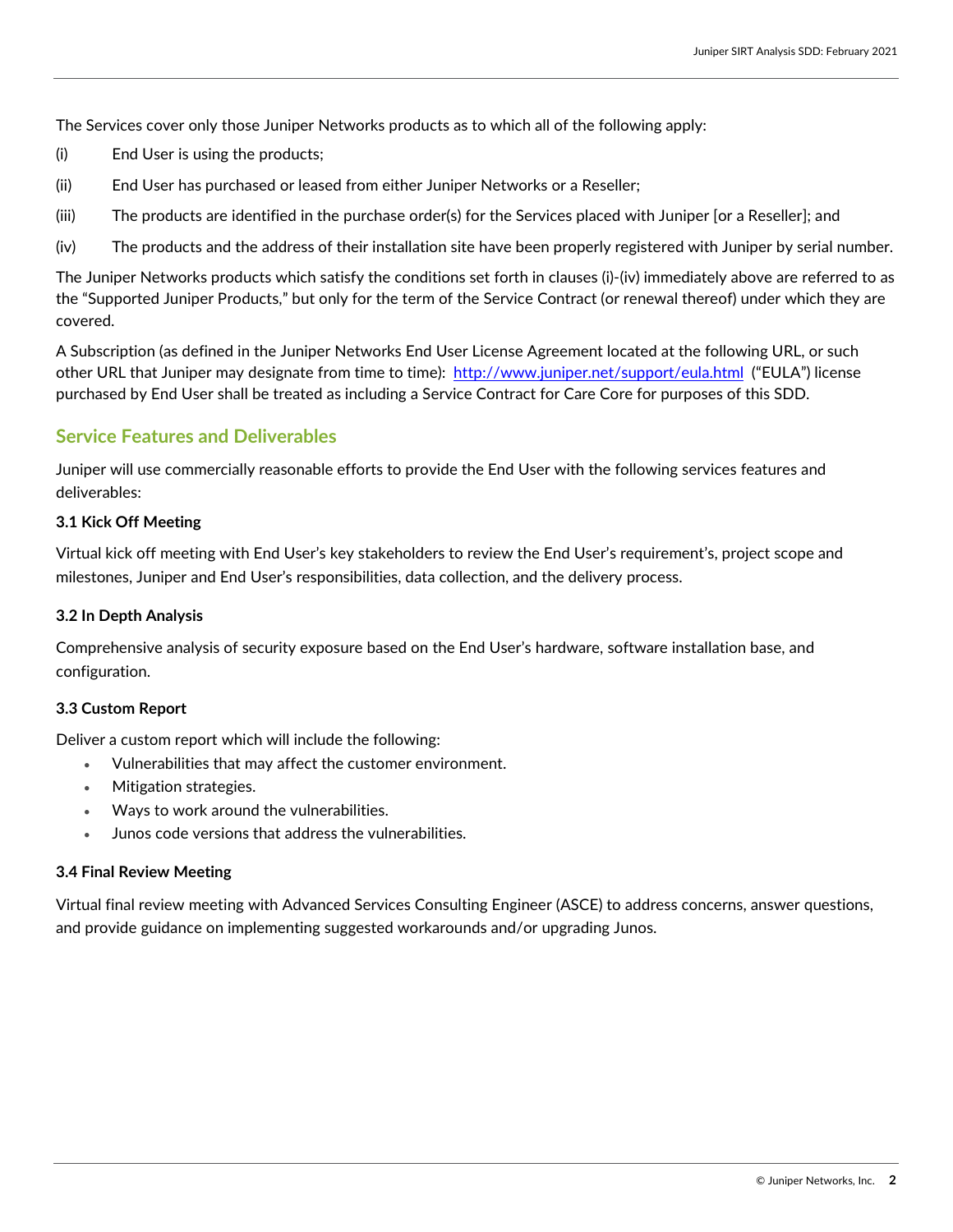The Services cover only those Juniper Networks products as to which all of the following apply:

(i) End User is using the products;

(ii) End User has purchased or leased from either Juniper Networks or a Reseller;

(iii) The products are identified in the purchase order(s) for the Services placed with Juniper [or a Reseller]; and

(iv) The products and the address of their installation site have been properly registered with Juniper by serial number.

The Juniper Networks products which satisfy the conditions set forth in clauses (i)-(iv) immediately above are referred to as the "Supported Juniper Products," but only for the term of the Service Contract (or renewal thereof) under which they are covered.

A Subscription (as defined in the Juniper Networks End User License Agreement located at the following URL, or such other URL that Juniper may designate from time to time): http://www.juniper.net/support/eula.html ("EULA") license purchased by End User shall be treated as including a Service Contract for Care Core for purposes of this SDD.

## Service Features and Deliverables

Juniper will use commercially reasonable efforts to provide the End User with the following services features and deliverables:

### 3.1 Kick Off Meeting

Virtual kick off meeting with End User's key stakeholders to review the End User's requirement's, project scope and milestones, Juniper and End User's responsibilities, data collection, and the delivery process.

### 3.2 In Depth Analysis

Comprehensive analysis of security exposure based on the End User's hardware, software installation base, and configuration.

### 3.3 Custom Report

Deliver a custom report which will include the following:

- Vulnerabilities that may affect the customer environment.
- Mitigation strategies.
- Ways to work around the vulnerabilities.
- Junos code versions that address the vulnerabilities.

### 3.4 Final Review Meeting

Virtual final review meeting with Advanced Services Consulting Engineer (ASCE) to address concerns, answer questions, and provide guidance on implementing suggested workarounds and/or upgrading Junos.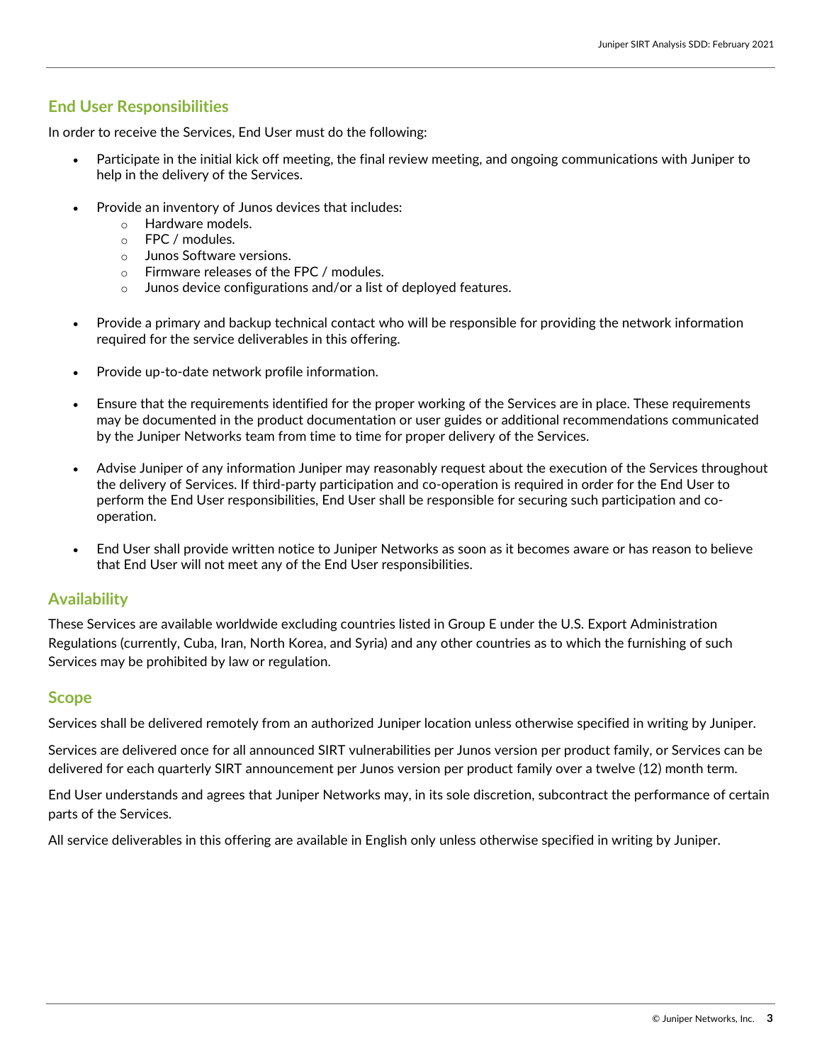## End User Responsibilities

In order to receive the Services, End User must do the following:

- Participate in the initial kick off meeting, the final review meeting, and ongoing communications with Juniper to help in the delivery of the Services.
- Provide an inventory of Junos devices that includes:
  - Hardware models.
  - FPC / modules.
  - Junos Software versions.
  - Firmware releases of the FPC / modules.
  - Junos device configurations and/or a list of deployed features.
- Provide a primary and backup technical contact who will be responsible for providing the network information required for the service deliverables in this offering.
- Provide up-to-date network profile information.
- Ensure that the requirements identified for the proper working of the Services are in place. These requirements may be documented in the product documentation or user guides or additional recommendations communicated by the Juniper Networks team from time to time for proper delivery of the Services.
- Advise Juniper of any information Juniper may reasonably request about the execution of the Services throughout the delivery of Services. If third-party participation and co-operation is required in order for the End User to perform the End User responsibilities, End User shall be responsible for securing such participation and co-operation.
- End User shall provide written notice to Juniper Networks as soon as it becomes aware or has reason to believe that End User will not meet any of the End User responsibilities.

## Availability

These Services are available worldwide excluding countries listed in Group E under the U.S. Export Administration Regulations (currently, Cuba, Iran, North Korea, and Syria) and any other countries as to which the furnishing of such Services may be prohibited by law or regulation.

## Scope

Services shall be delivered remotely from an authorized Juniper location unless otherwise specified in writing by Juniper.

Services are delivered once for all announced SIRT vulnerabilities per Junos version per product family, or Services can be delivered for each quarterly SIRT announcement per Junos version per product family over a twelve (12) month term.

End User understands and agrees that Juniper Networks may, in its sole discretion, subcontract the performance of certain parts of the Services.

All service deliverables in this offering are available in English only unless otherwise specified in writing by Juniper.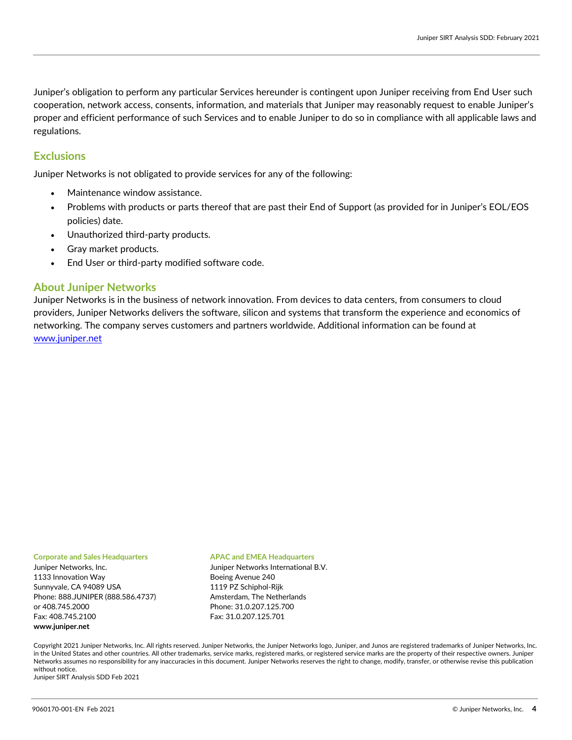Juniper's obligation to perform any particular Services hereunder is contingent upon Juniper receiving from End User such cooperation, network access, consents, information, and materials that Juniper may reasonably request to enable Juniper's proper and efficient performance of such Services and to enable Juniper to do so in compliance with all applicable laws and regulations.

## Exclusions

Juniper Networks is not obligated to provide services for any of the following:

- Maintenance window assistance.
- Problems with products or parts thereof that are past their End of Support (as provided for in Juniper's EOL/EOS policies) date.
- Unauthorized third-party products.
- Gray market products.
- End User or third-party modified software code.

## About Juniper Networks

Juniper Networks is in the business of network innovation. From devices to data centers, from consumers to cloud providers, Juniper Networks delivers the software, silicon and systems that transform the experience and economics of networking. The company serves customers and partners worldwide. Additional information can be found at [www.juniper.net](http://www.juniper.net)

**Corporate and Sales Headquarters**
Juniper Networks, Inc.
1133 Innovation Way
Sunnyvale, CA 94089 USA
Phone: 888.JUNIPER (888.586.4737)
or 408.745.2000
Fax: 408.745.2100
**www.juniper.net**

**APAC and EMEA Headquarters**
Juniper Networks International B.V.
Boeing Avenue 240
1119 PZ Schiphol-Rijk
Amsterdam, The Netherlands
Phone: 31.0.207.125.700
Fax: 31.0.207.125.701

Copyright 2021 Juniper Networks, Inc. All rights reserved. Juniper Networks, the Juniper Networks logo, Juniper, and Junos are registered trademarks of Juniper Networks, Inc. in the United States and other countries. All other trademarks, service marks, registered marks, or registered service marks are the property of their respective owners. Juniper Networks assumes no responsibility for any inaccuracies in this document. Juniper Networks reserves the right to change, modify, transfer, or otherwise revise this publication without notice.
Juniper SIRT Analysis SDD Feb 2021

9060170-001-EN Feb 2021